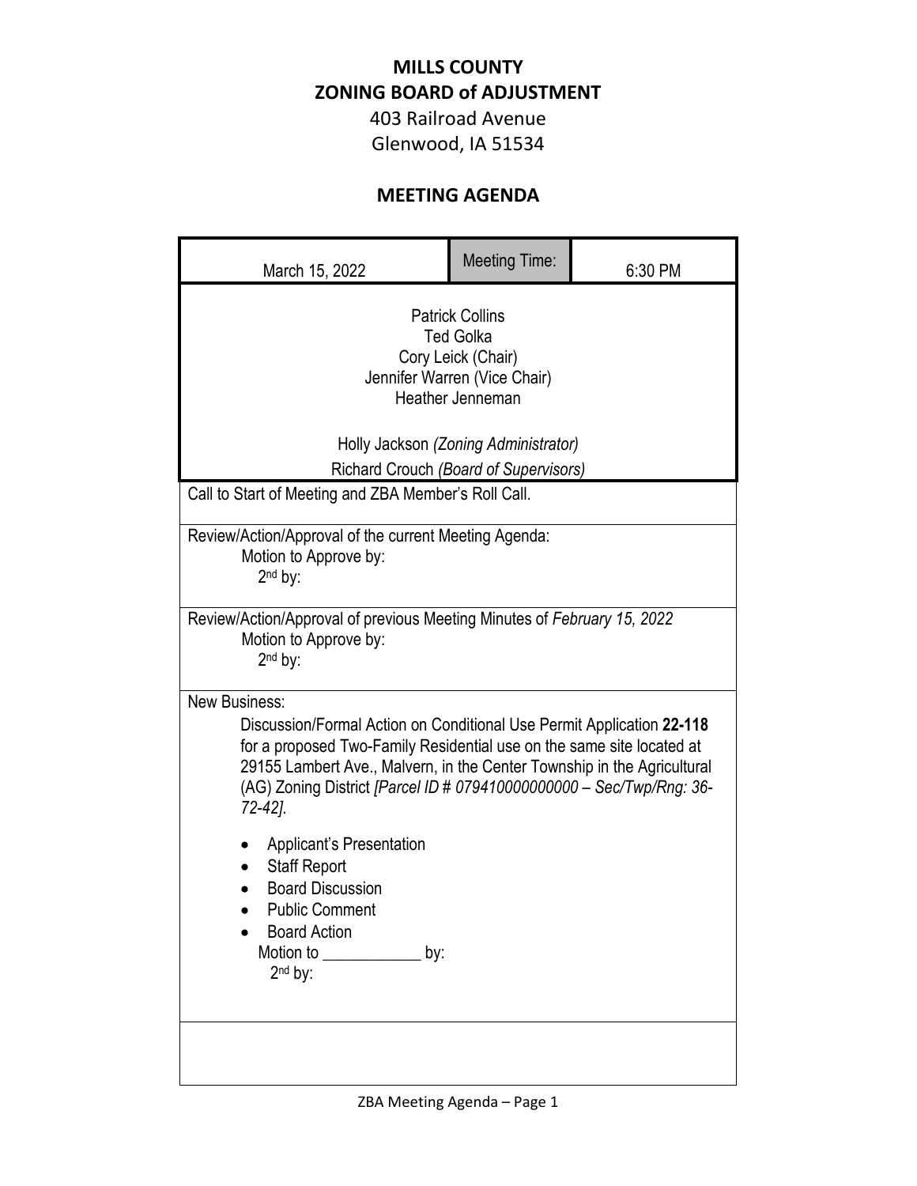# MILLS COUNTY
# ZONING BOARD of ADJUSTMENT

403 Railroad Avenue
Glenwood, IA 51534

## MEETING AGENDA

| March 15, 2022 | Meeting Time: | 6:30 PM |
|---|---|---|

Patrick Collins
Ted Golka
Cory Leick (Chair)
Jennifer Warren (Vice Chair)
Heather Jenneman

Holly Jackson *(Zoning Administrator)*
Richard Crouch *(Board of Supervisors)*

Call to Start of Meeting and ZBA Member's Roll Call.

Review/Action/Approval of the current Meeting Agenda:
Motion to Approve by:
2nd by:

Review/Action/Approval of previous Meeting Minutes of *February 15, 2022*
Motion to Approve by:
2nd by:

New Business:

Discussion/Formal Action on Conditional Use Permit Application **22-118** for a proposed Two-Family Residential use on the same site located at 29155 Lambert Ave., Malvern, in the Center Township in the Agricultural (AG) Zoning District *[Parcel ID # 079410000000000 – Sec/Twp/Rng: 36-72-42]*.

- Applicant's Presentation
- Staff Report
- Board Discussion
- Public Comment
- Board Action

Motion to ____________ by:
2nd by: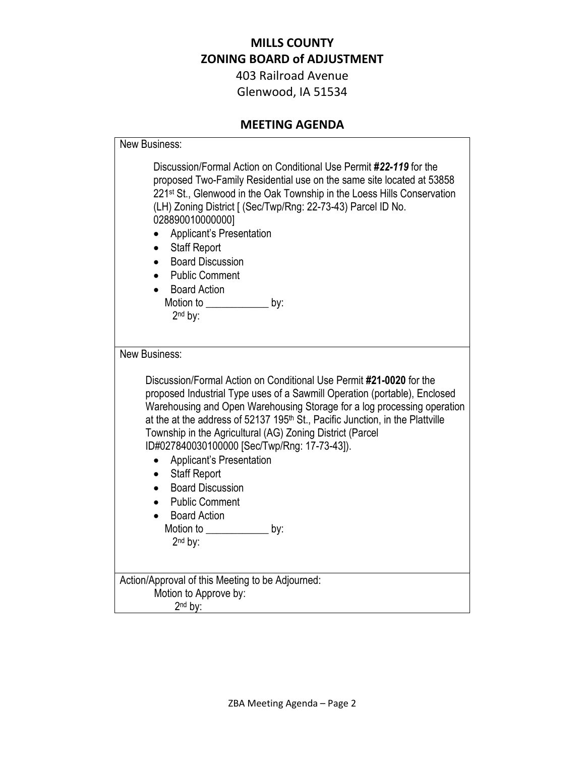# MILLS COUNTY
## ZONING BOARD of ADJUSTMENT

403 Railroad Avenue
Glenwood, IA 51534

## MEETING AGENDA

New Business:

Discussion/Formal Action on Conditional Use Permit ***#22-119*** for the proposed Two-Family Residential use on the same site located at 53858 221st St., Glenwood in the Oak Township in the Loess Hills Conservation (LH) Zoning District [ (Sec/Twp/Rng: 22-73-43) Parcel ID No. 028890010000000]

- Applicant's Presentation
- Staff Report
- Board Discussion
- Public Comment
- Board Action
  Motion to ____________ by:
  2nd by:

New Business:

Discussion/Formal Action on Conditional Use Permit **#21-0020** for the proposed Industrial Type uses of a Sawmill Operation (portable), Enclosed Warehousing and Open Warehousing Storage for a log processing operation at the at the address of 52137 195th St., Pacific Junction, in the Plattville Township in the Agricultural (AG) Zoning District (Parcel ID#027840030100000 [Sec/Twp/Rng: 17-73-43]).

- Applicant's Presentation
- Staff Report
- Board Discussion
- Public Comment
- Board Action
  Motion to ____________ by:
  2nd by:

Action/Approval of this Meeting to be Adjourned:
Motion to Approve by:
2nd by: